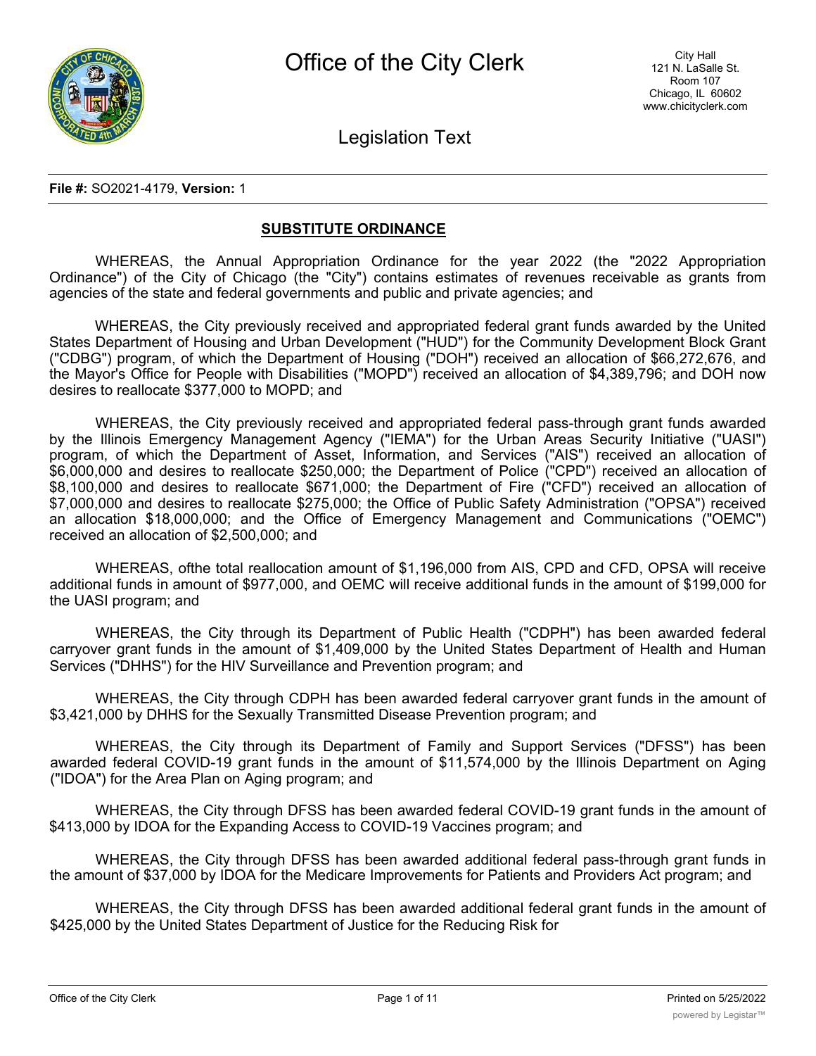File #: SO2021-4179, Version: 1

**SUBSTITUTE ORDINANCE**

WHEREAS, the Annual Appropriation Ordinance for the year 2022 (the "2022 Appropriation Ordinance") of the City of Chicago (the "City") contains estimates of revenues receivable as grants from agencies of the state and federal governments and public and private agencies; and

WHEREAS, the City previously received and appropriated federal grant funds awarded by the United States Department of Housing and Urban Development ("HUD") for the Community Development Block Grant ("CDBG") program, of which the Department of Housing ("DOH") received an allocation of $66,272,676, and the Mayor's Office for People with Disabilities ("MOPD") received an allocation of $4,389,796; and DOH now desires to reallocate $377,000 to MOPD; and

WHEREAS, the City previously received and appropriated federal pass-through grant funds awarded by the Illinois Emergency Management Agency ("IEMA") for the Urban Areas Security Initiative ("UASI") program, of which the Department of Asset, Information, and Services ("AIS") received an allocation of $6,000,000 and desires to reallocate $250,000; the Department of Police ("CPD") received an allocation of $8,100,000 and desires to reallocate $671,000; the Department of Fire ("CFD") received an allocation of $7,000,000 and desires to reallocate $275,000; the Office of Public Safety Administration ("OPSA") received an allocation $18,000,000; and the Office of Emergency Management and Communications ("OEMC") received an allocation of $2,500,000; and

WHEREAS, ofthe total reallocation amount of $1,196,000 from AIS, CPD and CFD, OPSA will receive additional funds in amount of $977,000, and OEMC will receive additional funds in the amount of $199,000 for the UASI program; and

WHEREAS, the City through its Department of Public Health ("CDPH") has been awarded federal carryover grant funds in the amount of $1,409,000 by the United States Department of Health and Human Services ("DHHS") for the HIV Surveillance and Prevention program; and

WHEREAS, the City through CDPH has been awarded federal carryover grant funds in the amount of $3,421,000 by DHHS for the Sexually Transmitted Disease Prevention program; and

WHEREAS, the City through its Department of Family and Support Services ("DFSS") has been awarded federal COVID-19 grant funds in the amount of $11,574,000 by the Illinois Department on Aging ("IDOA") for the Area Plan on Aging program; and

WHEREAS, the City through DFSS has been awarded federal COVID-19 grant funds in the amount of $413,000 by IDOA for the Expanding Access to COVID-19 Vaccines program; and

WHEREAS, the City through DFSS has been awarded additional federal pass-through grant funds in the amount of $37,000 by IDOA for the Medicare Improvements for Patients and Providers Act program; and

WHEREAS, the City through DFSS has been awarded additional federal grant funds in the amount of $425,000 by the United States Department of Justice for the Reducing Risk for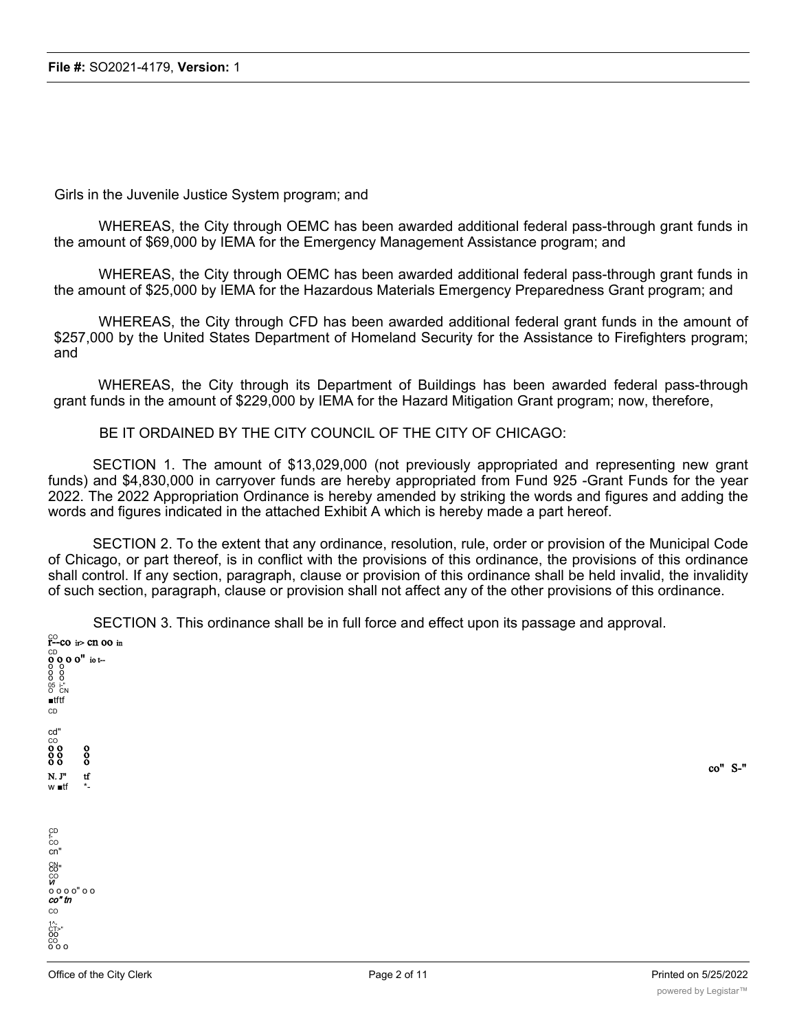Girls in the Juvenile Justice System program; and

WHEREAS, the City through OEMC has been awarded additional federal pass-through grant funds in the amount of $69,000 by IEMA for the Emergency Management Assistance program; and

WHEREAS, the City through OEMC has been awarded additional federal pass-through grant funds in the amount of $25,000 by IEMA for the Hazardous Materials Emergency Preparedness Grant program; and

WHEREAS, the City through CFD has been awarded additional federal grant funds in the amount of $257,000 by the United States Department of Homeland Security for the Assistance to Firefighters program; and

WHEREAS, the City through its Department of Buildings has been awarded federal pass-through grant funds in the amount of $229,000 by IEMA for the Hazard Mitigation Grant program; now, therefore,

BE IT ORDAINED BY THE CITY COUNCIL OF THE CITY OF CHICAGO:

SECTION 1. The amount of $13,029,000 (not previously appropriated and representing new grant funds) and $4,830,000 in carryover funds are hereby appropriated from Fund 925 -Grant Funds for the year 2022. The 2022 Appropriation Ordinance is hereby amended by striking the words and figures and adding the words and figures indicated in the attached Exhibit A which is hereby made a part hereof.

SECTION 2. To the extent that any ordinance, resolution, rule, order or provision of the Municipal Code of Chicago, or part thereof, is in conflict with the provisions of this ordinance, the provisions of this ordinance shall control. If any section, paragraph, clause or provision of this ordinance shall be held invalid, the invalidity of such section, paragraph, clause or provision shall not affect any of the other provisions of this ordinance.

SECTION 3. This ordinance shall be in full force and effect upon its passage and approval.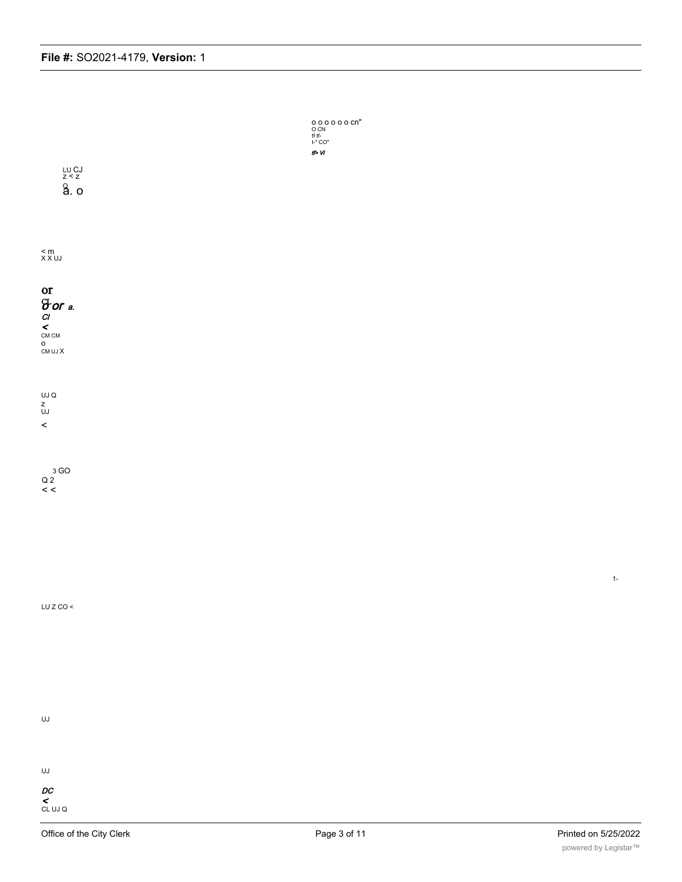o o o o o o cn"
O CN
tf tf-
t-" CO"
tf> Vi

LU CJ
z < z
Q
a. o

< m
X X UJ

or
CI
o or a.
Cl
<
CM CM
o
CM UJ X

UJ Q
z
UJ
<

3 GO
Q 2
< <

1-

LU Z CO <

UJ

UJ

DC
<
CL UJ Q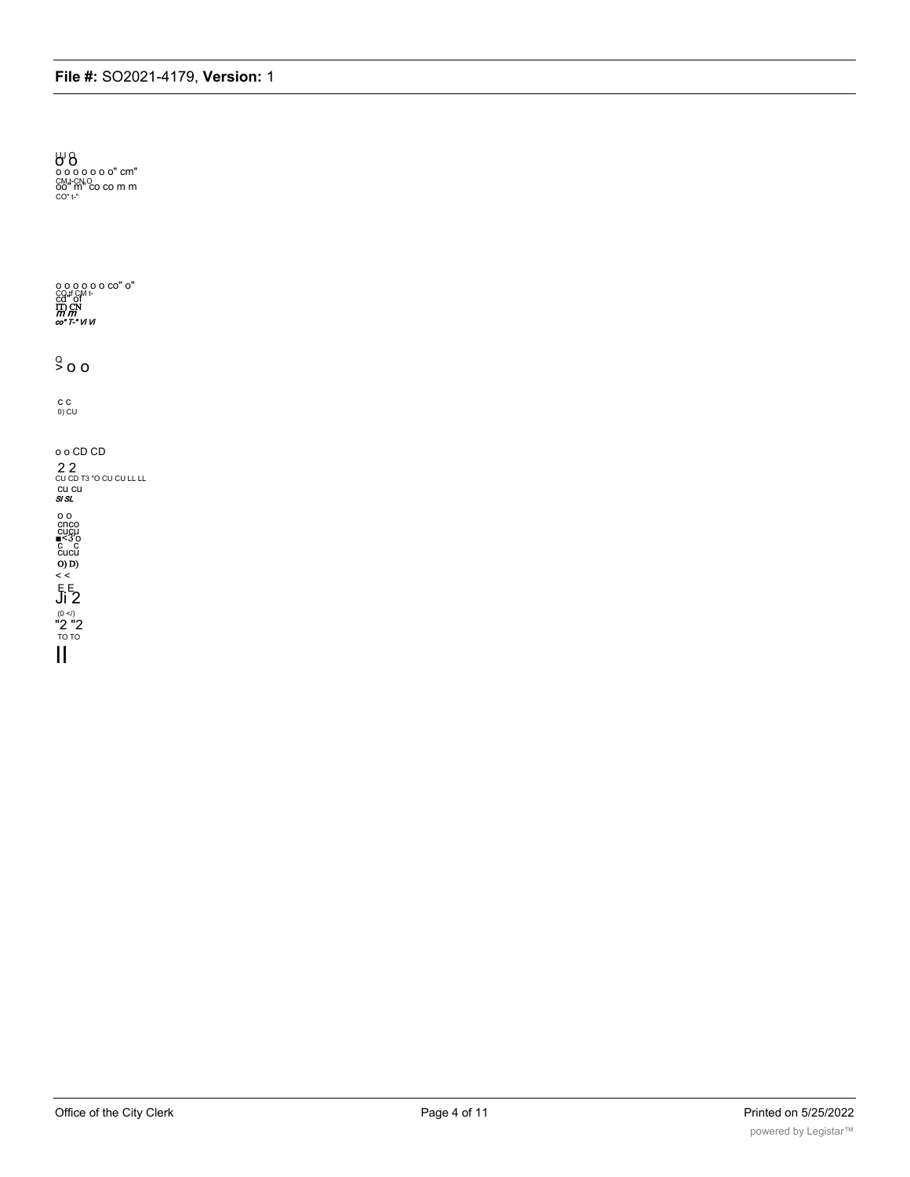UJ O
O O
o o o o o o o" cm"
CM,t-CN,O
oo" m" co co m m
CO" t-"

o o o o o o co" o"
CO,if CM t-
cd" of
IT) CN
m m
co" T-" Vi Vi

Q
> o o

c c
0) CU

o o CD CD
2 2
CU CD T3 "O CU CU LL LL
cu cu
SI SL

o o
cnco
cucu
■<3'o
c c
cucu
O) D)
< <
E E
Ji 2
(0 </)
"2 "2
TO TO
II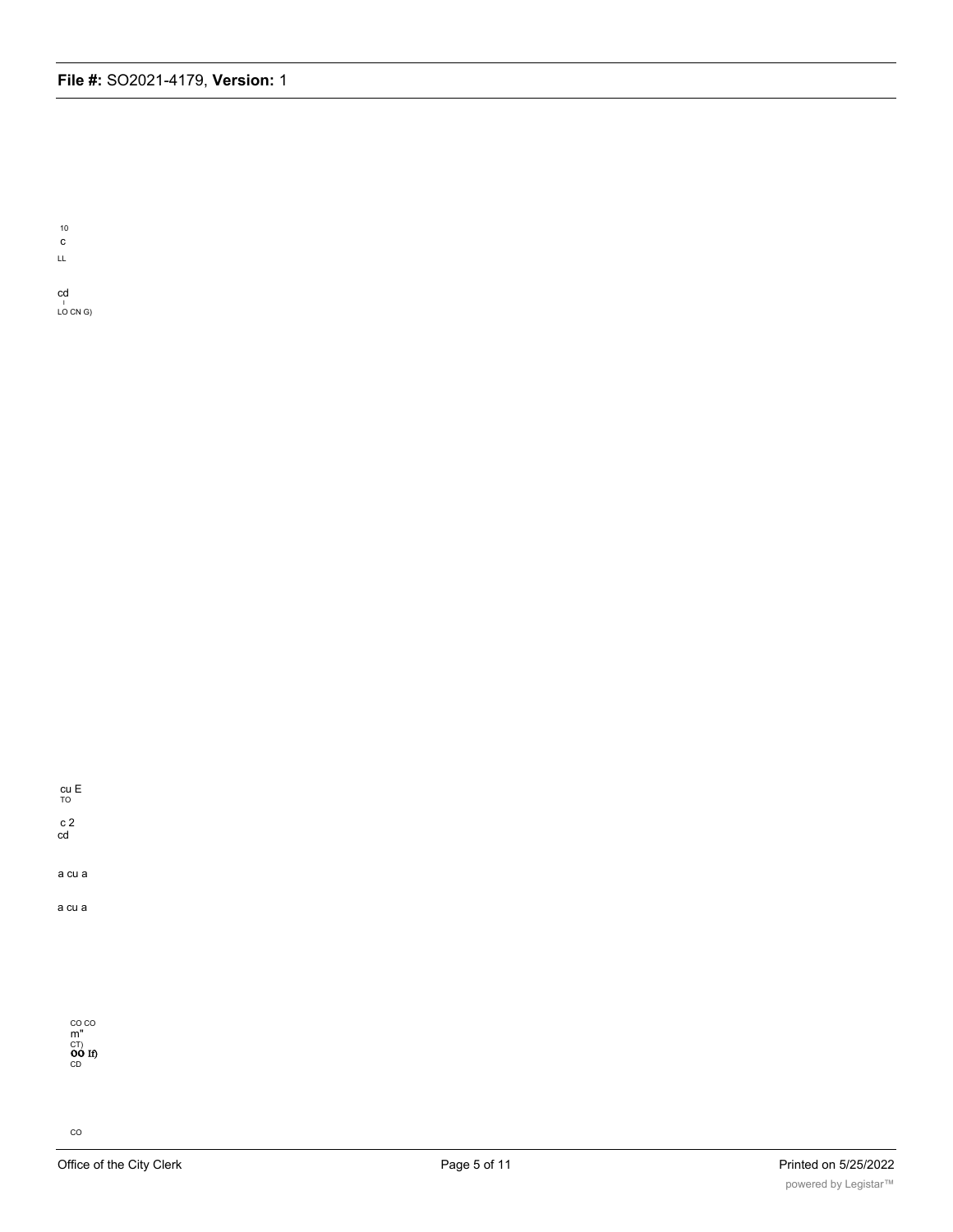10
c
LL

cd
I
LO CN G)

cu E
TO

c 2
cd

a cu a

a cu a

CO CO
m"
CT)
OO If)
CD

CO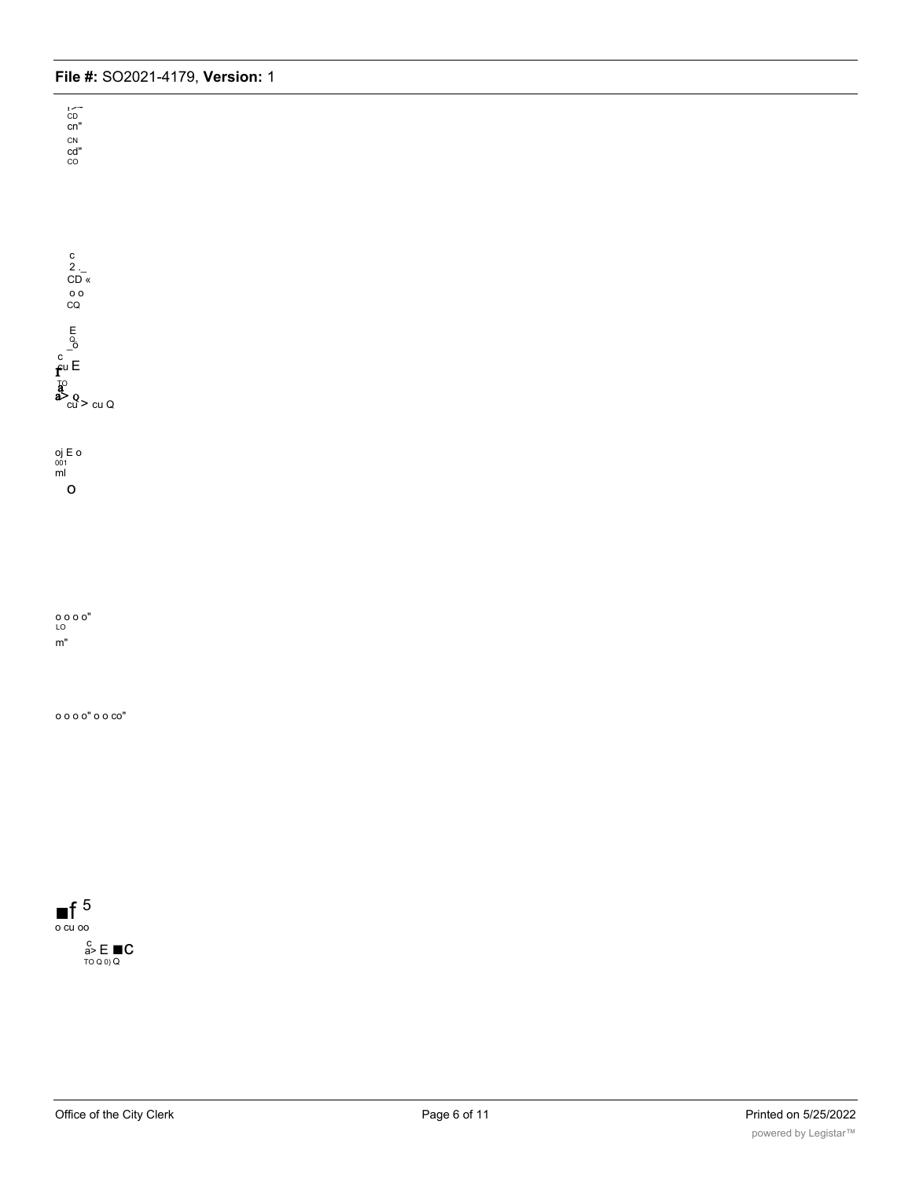CD
cn"
CN
cd"
CO

c
2 ._
CD «
o o
CQ

E
o
_o
c
cu E
r
TO
a
a> o
cu > cu Q

oj E o
001
ml
O

o o o o"
LO
m"

o o o o" o o co"

■f 5
o cu oo
c
a> E ■C
TO Q 0) Q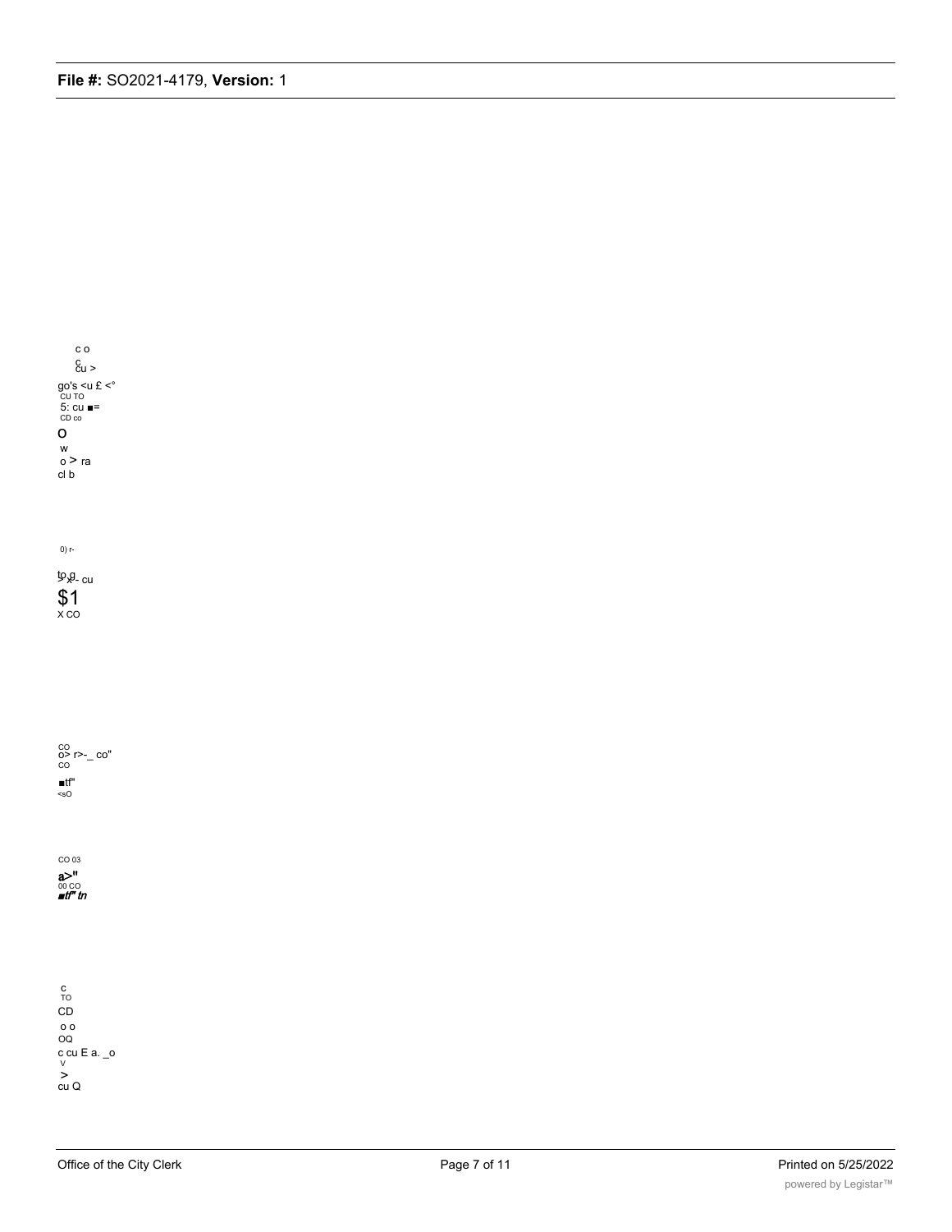c o

c
cu >

go's <u £ <°

CU TO

5: cu ■=

CD co

O

w

o > ra

cl b

0) r-

to g
> x - cu

$1

X CO

CO
o> r>-_ co"
CO

■tf"
<sO

CO 03

a>"
00 CO
*■tf" tn*

c
TO

CD

o o

OQ

c cu E a. _o

V

>

cu Q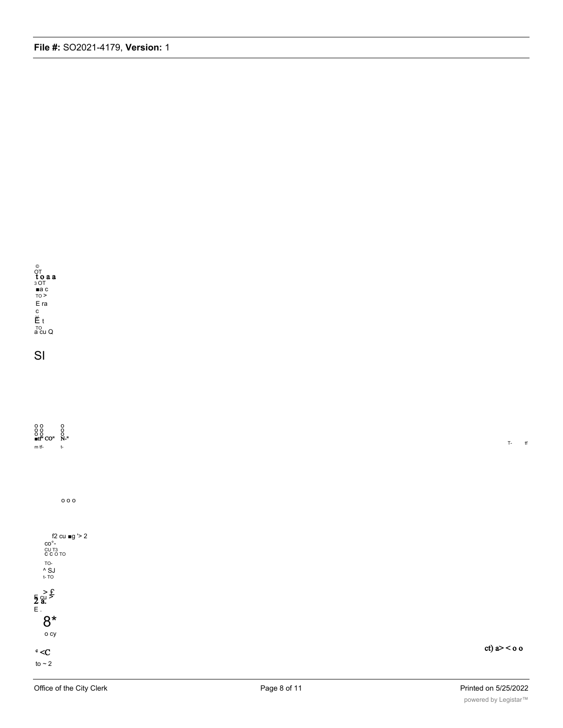©
OT
t o a a
3 OT
■a c
TO >
E ra
c
Ë t
TO
a cu Q

SI

o o
o o
o o
■tf" CO"
m tf-

o
o
o
N-"
t-

T- tf

o o o

f2 cu ■g '> 2
co°-
CU T3
c c o TO
TO-
^ SJ
t- TO

> £
5 cu >
2 a.
E .

8*

o cy

° <C

to ~ 2

ct) a> < o o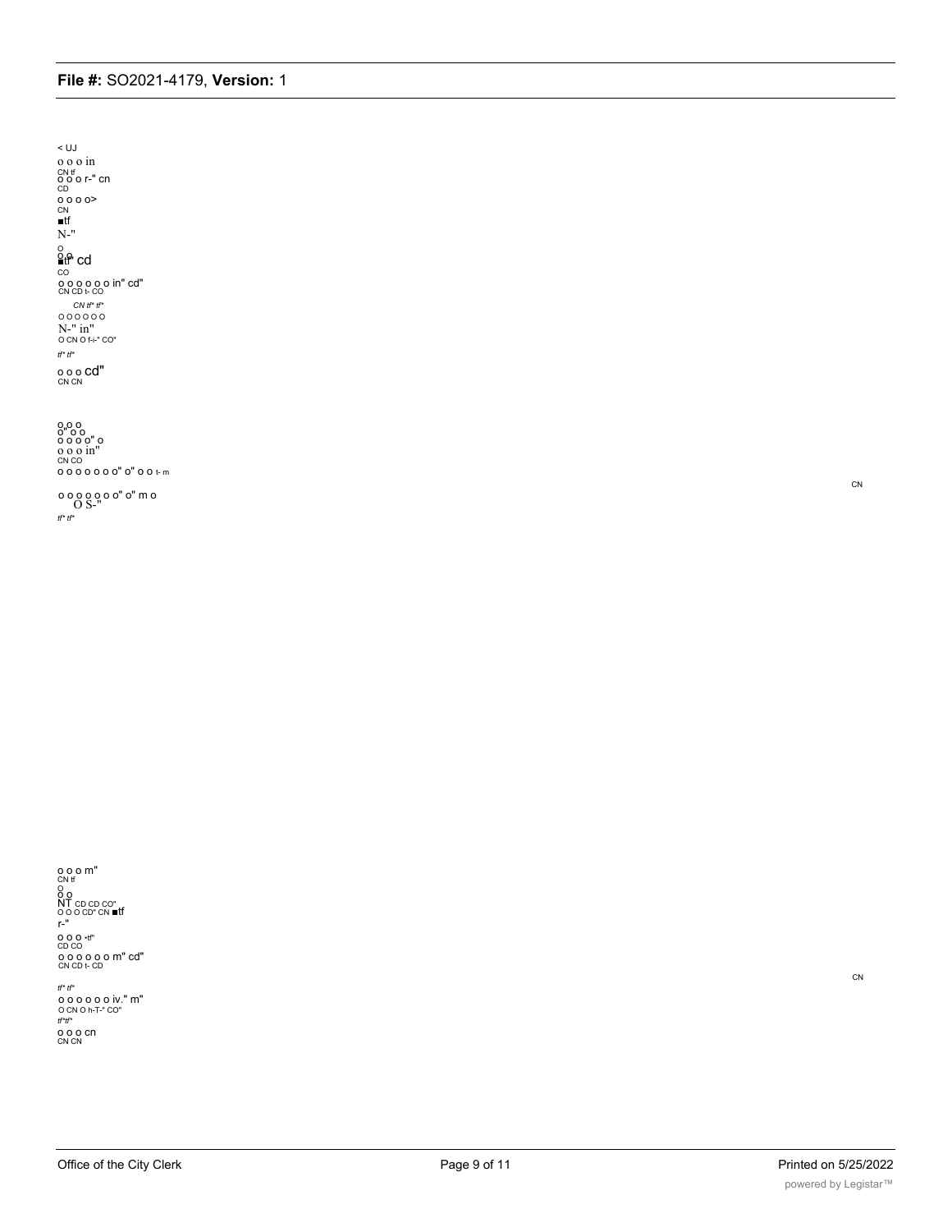< UJ
o o o in
CN tf
o o o r-" cn
CD
o o o o>
CN
■tf
N-"
o
o o
■tf" cd
CO
o o o o o o in" cd"
CN CD t- CO
CN tf" tf"
o o o o o o
N-" in"
O CN O f-i-" CO"
tf" tf"
o o o cd"
CN CN

o o o
o" o o
o o o o" o
o o o in"
CN CO
o o o o o o o o" o" o o t- m

o o o o o o o o" o" m o
O S-"
tf" tf"

CN

o o o m"
CN tf
o
o o
NT CD CD CO"
O O O CD" CN ■tf
r-"
o o o •tf"
CD CO
o o o o o o o m" cd"
CN CD t- CD

CN

tf" tf"
o o o o o o o iv." m"
O CN O h-T-" CO"
tf"tf"
o o o cn
CN CN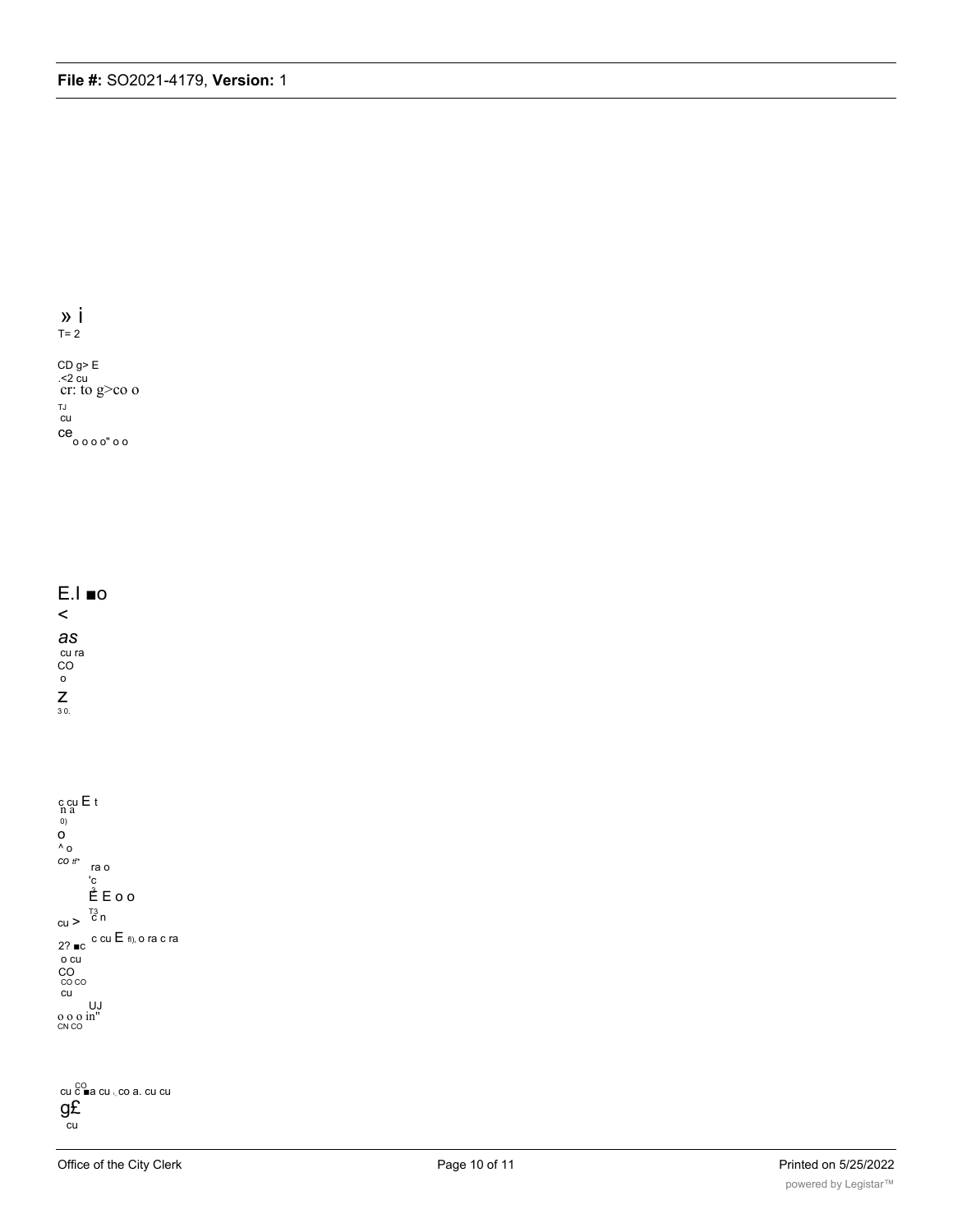» i
T= 2

CD g> E
.<2 cu
cr: to g>co o
TJ
cu
ce o o o o" o o

E.l ■o
<
*as*
cu ra
CO
o
Z
3 0.

c cu E t
n a
0)
o
^ o
*co tf**
ra o
'c
Ê E o o
T3
cu > c n
2? ■c c cu E fl), o ra c ra
o cu
CO
CO CO
cu
UJ
o o o in"
CN CO

cu CO c ■a cu , co a. cu cu
g£
cu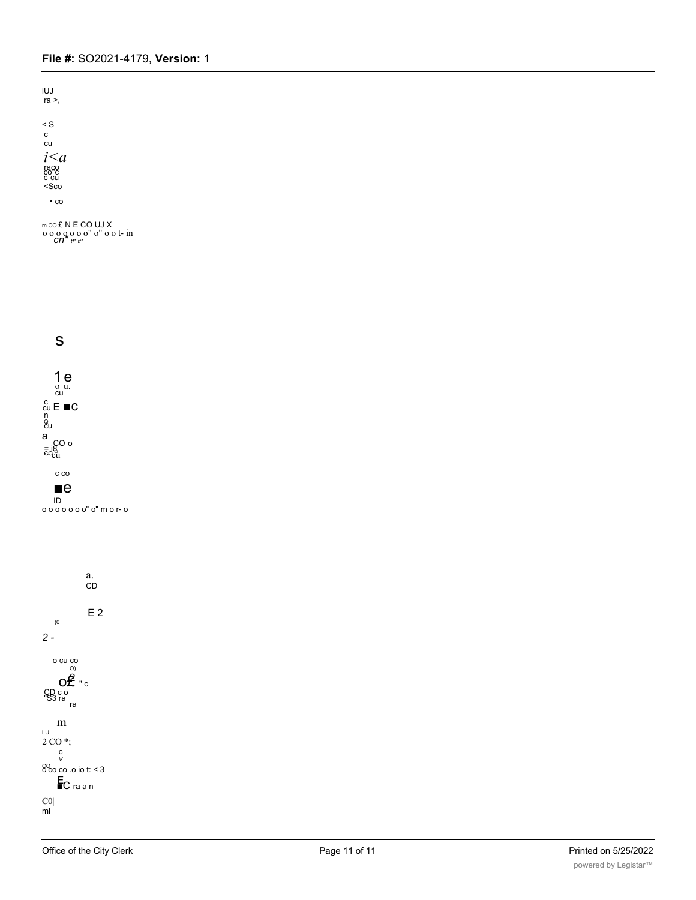iUJ
ra >,

< S
c
cu
*i<a*
raco
co c
c cu
<Sco

• co

m co £ N E CO UJ X
o o o o o o o" o" o o t- in
*cn" tf" tf"*

S

1 e
o u.
cu
c
cu E ■C
n
o
cu
a
CO o
= i8
«c cu

c co
■e
ID
o o o o o o o" o" m o r- o

a.
CD

E 2
(0

*2 -*

o cu co
O)
o£ " c
CD c o
"S3 ra
ra

m
LU
2 CO *;
c
*v*
CO
c co co .o io t: < 3
E
■C ra a n

C0|
ml